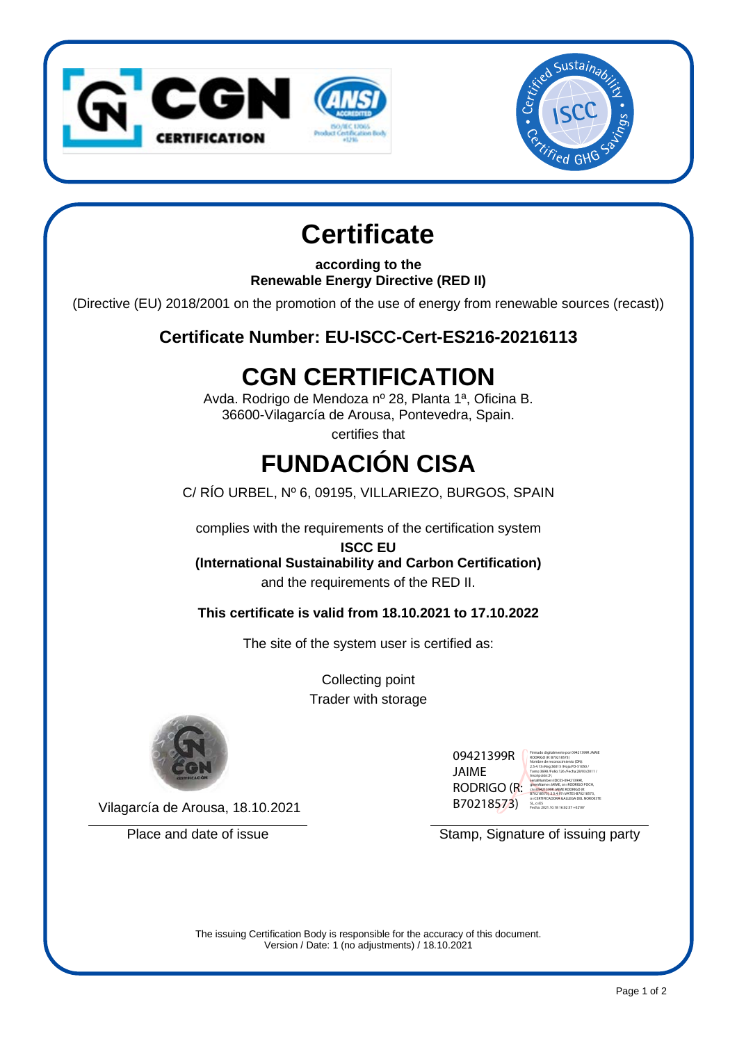CGN CERTIFICATION

# Certificate

**according to the**
**Renewable Energy Directive (RED II)**

(Directive (EU) 2018/2001 on the promotion of the use of energy from renewable sources (recast))

## Certificate Number: EU-ISCC-Cert-ES216-20216113

# CGN CERTIFICATION

Avda. Rodrigo de Mendoza nº 28, Planta 1ª, Oficina B.
36600-Vilagarcía de Arousa, Pontevedra, Spain.

certifies that

# FUNDACIÓN CISA

C/ RÍO URBEL, Nº 6, 09195, VILLARIEZO, BURGOS, SPAIN

complies with the requirements of the certification system

**ISCC EU**
**(International Sustainability and Carbon Certification)**

and the requirements of the RED II.

**This certificate is valid from 18.10.2021 to 17.10.2022**

The site of the system user is certified as:

Collecting point
Trader with storage

Vilagarcía de Arousa, 18.10.2021

Place and date of issue

09421399R JAIME RODRIGO (R: B70218573)

Stamp, Signature of issuing party

The issuing Certification Body is responsible for the accuracy of this document.
Version / Date: 1 (no adjustments) / 18.10.2021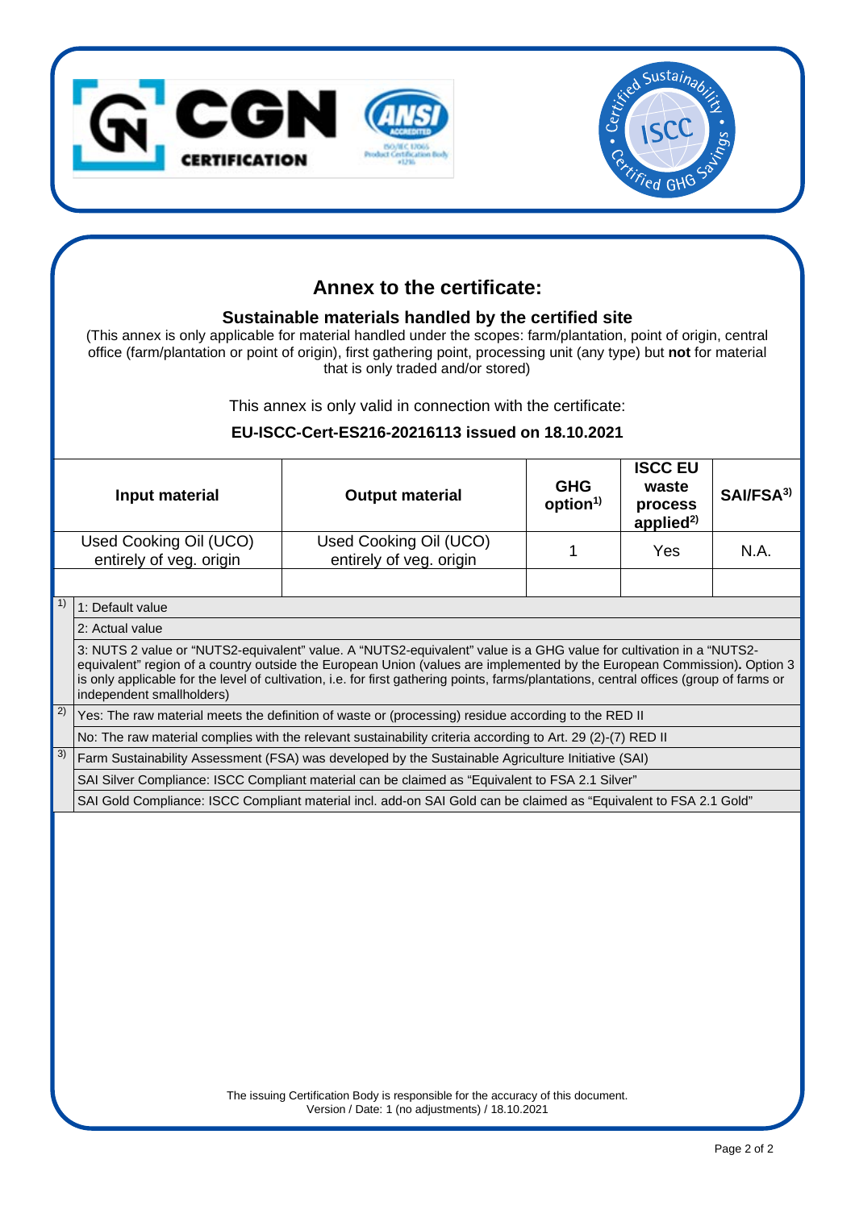# Annex to the certificate:

## Sustainable materials handled by the certified site

(This annex is only applicable for material handled under the scopes: farm/plantation, point of origin, central office (farm/plantation or point of origin), first gathering point, processing unit (any type) but **not** for material that is only traded and/or stored)

This annex is only valid in connection with the certificate:

**EU-ISCC-Cert-ES216-20216113 issued on 18.10.2021**

| Input material | Output material | GHG option[1] | ISCC EU waste process applied[2] | SAI/FSA[3] |
|---|---|---|---|---|
| Used Cooking Oil (UCO) entirely of veg. origin | Used Cooking Oil (UCO) entirely of veg. origin | 1 | Yes | N.A. |
| | | | | |

[1] 1: Default value

2: Actual value

3: NUTS 2 value or "NUTS2-equivalent" value. A "NUTS2-equivalent" value is a GHG value for cultivation in a "NUTS2-equivalent" region of a country outside the European Union (values are implemented by the European Commission)**.** Option 3 is only applicable for the level of cultivation, i.e. for first gathering points, farms/plantations, central offices (group of farms or independent smallholders)

[2] Yes: The raw material meets the definition of waste or (processing) residue according to the RED II

No: The raw material complies with the relevant sustainability criteria according to Art. 29 (2)-(7) RED II

[3] Farm Sustainability Assessment (FSA) was developed by the Sustainable Agriculture Initiative (SAI)

SAI Silver Compliance: ISCC Compliant material can be claimed as "Equivalent to FSA 2.1 Silver"

SAI Gold Compliance: ISCC Compliant material incl. add-on SAI Gold can be claimed as "Equivalent to FSA 2.1 Gold"

The issuing Certification Body is responsible for the accuracy of this document.
Version / Date: 1 (no adjustments) / 18.10.2021